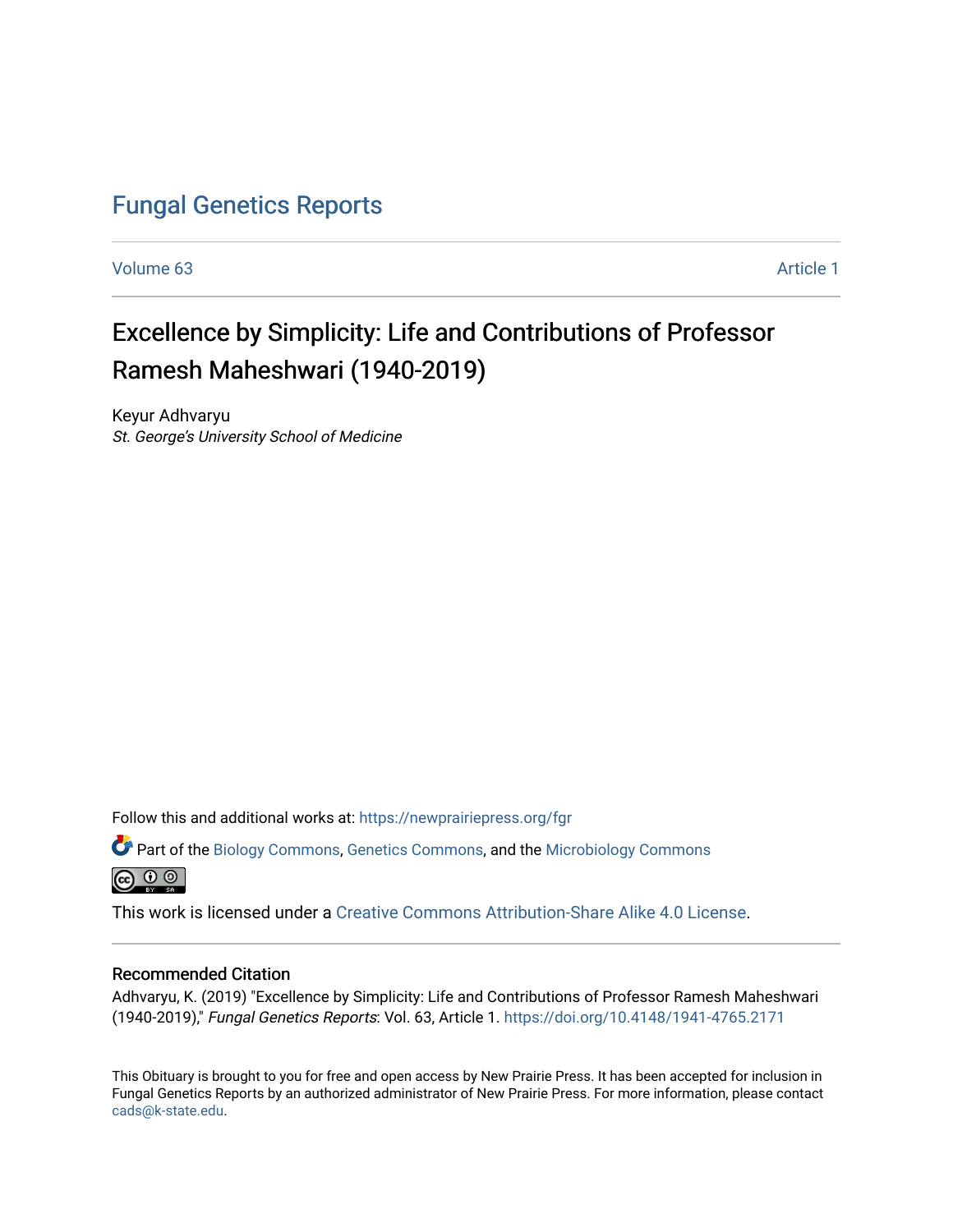# Fungal Genetics Reports

Volume 63 Article 1

## Excellence by Simplicity: Life and Contributions of Professor Ramesh Maheshwari (1940-2019)

Keyur Adhvaryu
*St. George's University School of Medicine*

Follow this and additional works at: https://newprairiepress.org/fgr

Part of the Biology Commons, Genetics Commons, and the Microbiology Commons

This work is licensed under a Creative Commons Attribution-Share Alike 4.0 License.

### Recommended Citation

Adhvaryu, K. (2019) "Excellence by Simplicity: Life and Contributions of Professor Ramesh Maheshwari (1940-2019)," *Fungal Genetics Reports*: Vol. 63, Article 1. https://doi.org/10.4148/1941-4765.2171

This Obituary is brought to you for free and open access by New Prairie Press. It has been accepted for inclusion in Fungal Genetics Reports by an authorized administrator of New Prairie Press. For more information, please contact cads@k-state.edu.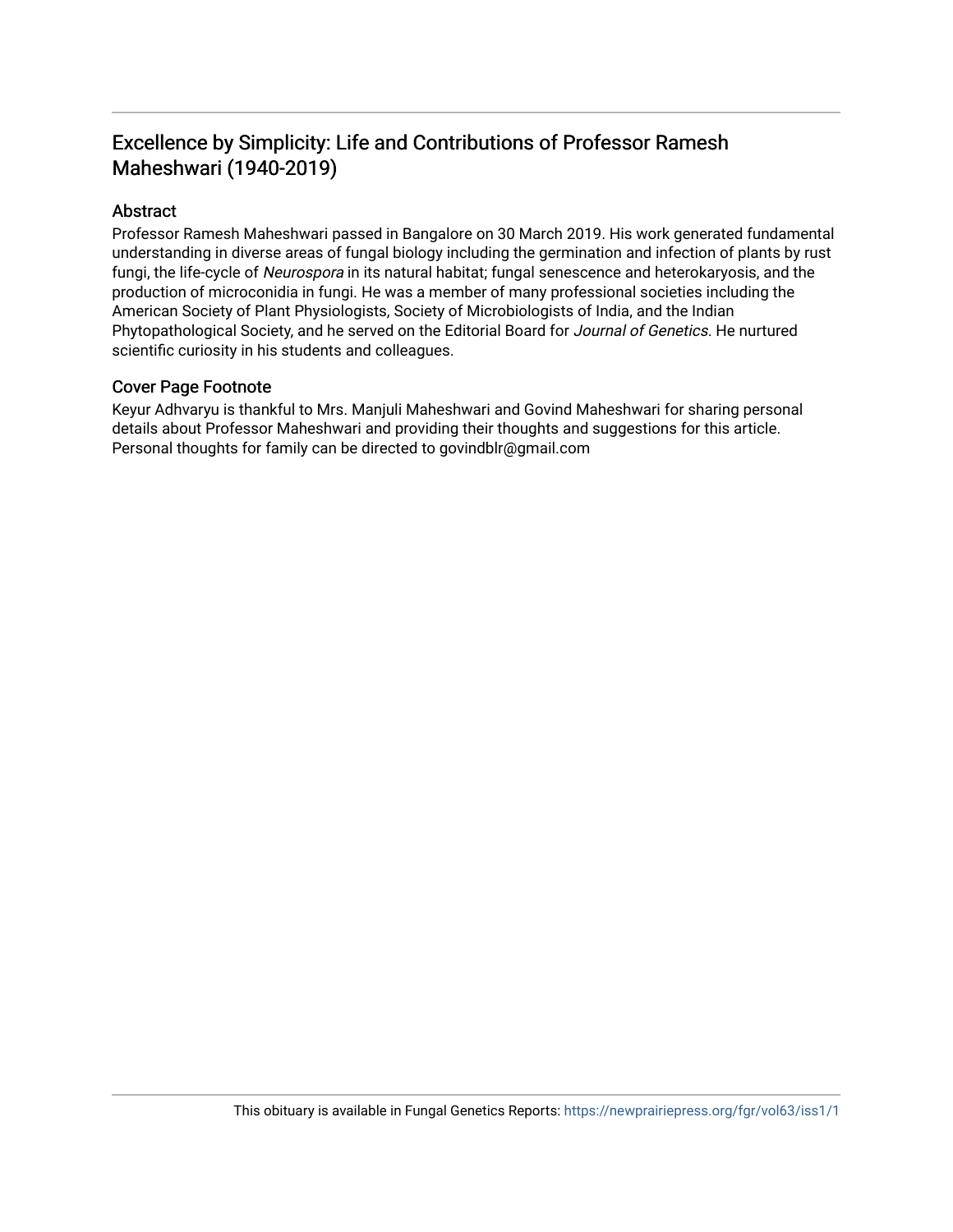# Excellence by Simplicity: Life and Contributions of Professor Ramesh Maheshwari (1940-2019)

## Abstract

Professor Ramesh Maheshwari passed in Bangalore on 30 March 2019. His work generated fundamental understanding in diverse areas of fungal biology including the germination and infection of plants by rust fungi, the life-cycle of *Neurospora* in its natural habitat; fungal senescence and heterokaryosis, and the production of microconidia in fungi. He was a member of many professional societies including the American Society of Plant Physiologists, Society of Microbiologists of India, and the Indian Phytopathological Society, and he served on the Editorial Board for *Journal of Genetics*. He nurtured scientific curiosity in his students and colleagues.

## Cover Page Footnote

Keyur Adhvaryu is thankful to Mrs. Manjuli Maheshwari and Govind Maheshwari for sharing personal details about Professor Maheshwari and providing their thoughts and suggestions for this article. Personal thoughts for family can be directed to govindblr@gmail.com

This obituary is available in Fungal Genetics Reports: https://newprairiepress.org/fgr/vol63/iss1/1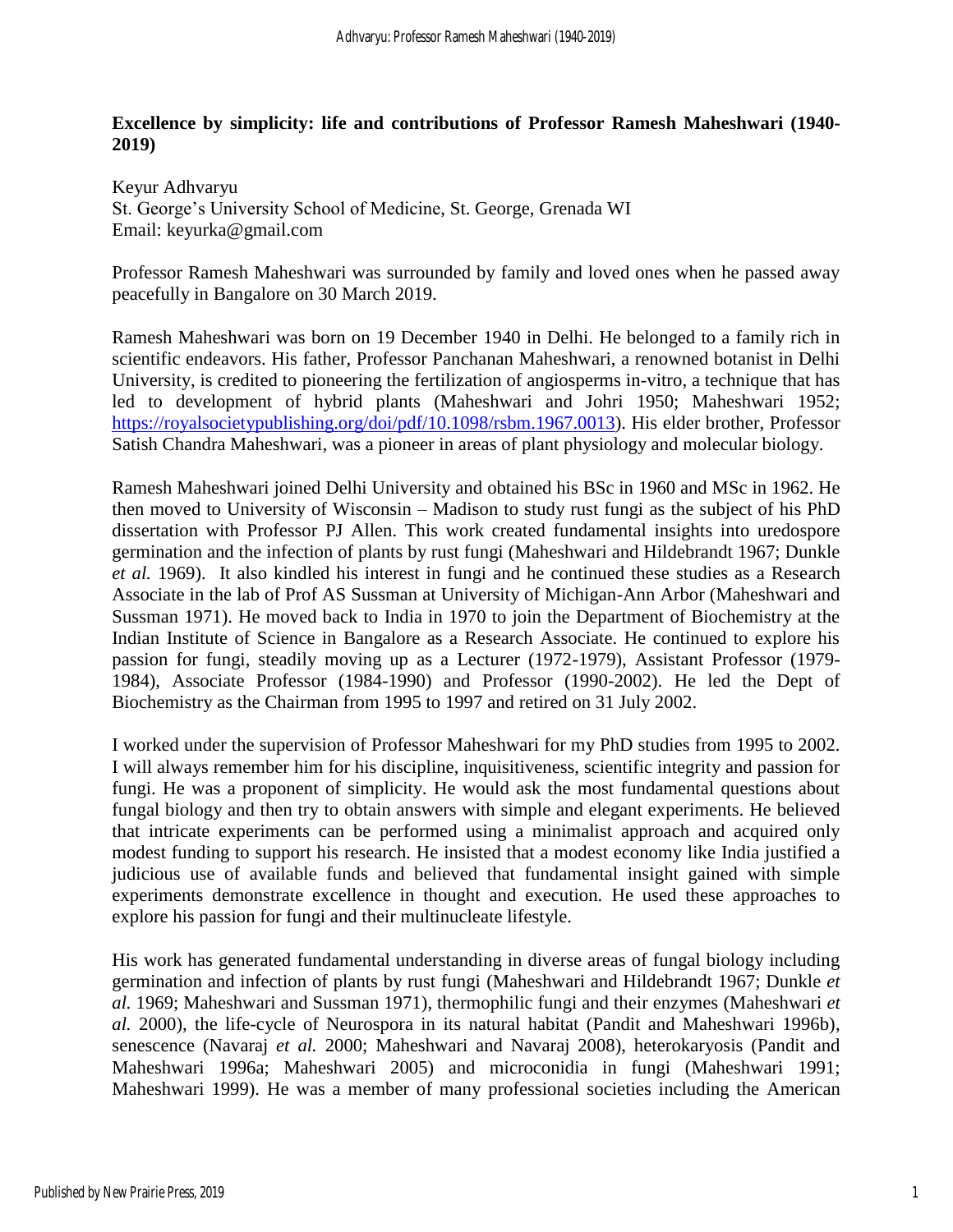# Excellence by simplicity: life and contributions of Professor Ramesh Maheshwari (1940-2019)

Keyur Adhvaryu
St. George's University School of Medicine, St. George, Grenada WI
Email: keyurka@gmail.com

Professor Ramesh Maheshwari was surrounded by family and loved ones when he passed away peacefully in Bangalore on 30 March 2019.

Ramesh Maheshwari was born on 19 December 1940 in Delhi. He belonged to a family rich in scientific endeavors. His father, Professor Panchanan Maheshwari, a renowned botanist in Delhi University, is credited to pioneering the fertilization of angiosperms in-vitro, a technique that has led to development of hybrid plants (Maheshwari and Johri 1950; Maheshwari 1952; https://royalsocietypublishing.org/doi/pdf/10.1098/rsbm.1967.0013). His elder brother, Professor Satish Chandra Maheshwari, was a pioneer in areas of plant physiology and molecular biology.

Ramesh Maheshwari joined Delhi University and obtained his BSc in 1960 and MSc in 1962. He then moved to University of Wisconsin – Madison to study rust fungi as the subject of his PhD dissertation with Professor PJ Allen. This work created fundamental insights into uredospore germination and the infection of plants by rust fungi (Maheshwari and Hildebrandt 1967; Dunkle *et al.* 1969). It also kindled his interest in fungi and he continued these studies as a Research Associate in the lab of Prof AS Sussman at University of Michigan-Ann Arbor (Maheshwari and Sussman 1971). He moved back to India in 1970 to join the Department of Biochemistry at the Indian Institute of Science in Bangalore as a Research Associate. He continued to explore his passion for fungi, steadily moving up as a Lecturer (1972-1979), Assistant Professor (1979-1984), Associate Professor (1984-1990) and Professor (1990-2002). He led the Dept of Biochemistry as the Chairman from 1995 to 1997 and retired on 31 July 2002.

I worked under the supervision of Professor Maheshwari for my PhD studies from 1995 to 2002. I will always remember him for his discipline, inquisitiveness, scientific integrity and passion for fungi. He was a proponent of simplicity. He would ask the most fundamental questions about fungal biology and then try to obtain answers with simple and elegant experiments. He believed that intricate experiments can be performed using a minimalist approach and acquired only modest funding to support his research. He insisted that a modest economy like India justified a judicious use of available funds and believed that fundamental insight gained with simple experiments demonstrate excellence in thought and execution. He used these approaches to explore his passion for fungi and their multinucleate lifestyle.

His work has generated fundamental understanding in diverse areas of fungal biology including germination and infection of plants by rust fungi (Maheshwari and Hildebrandt 1967; Dunkle *et al.* 1969; Maheshwari and Sussman 1971), thermophilic fungi and their enzymes (Maheshwari *et al.* 2000), the life-cycle of Neurospora in its natural habitat (Pandit and Maheshwari 1996b), senescence (Navaraj *et al.* 2000; Maheshwari and Navaraj 2008), heterokaryosis (Pandit and Maheshwari 1996a; Maheshwari 2005) and microconidia in fungi (Maheshwari 1991; Maheshwari 1999). He was a member of many professional societies including the American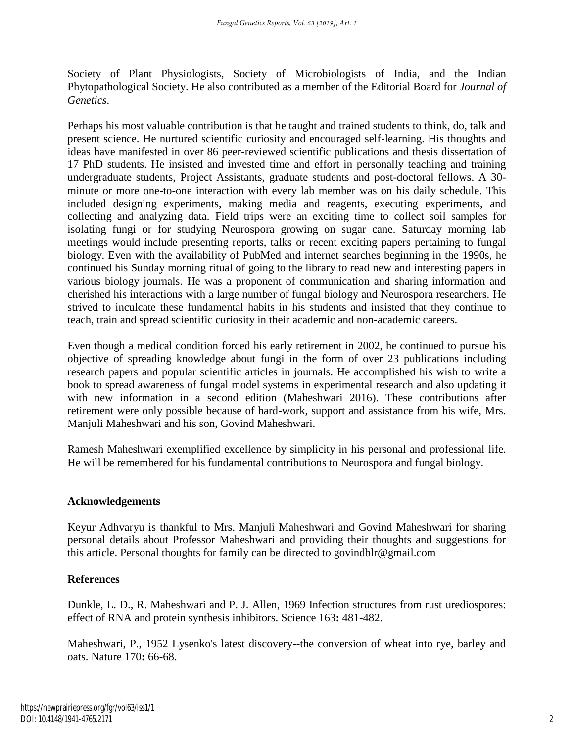Society of Plant Physiologists, Society of Microbiologists of India, and the Indian Phytopathological Society. He also contributed as a member of the Editorial Board for *Journal of Genetics*.

Perhaps his most valuable contribution is that he taught and trained students to think, do, talk and present science. He nurtured scientific curiosity and encouraged self-learning. His thoughts and ideas have manifested in over 86 peer-reviewed scientific publications and thesis dissertation of 17 PhD students. He insisted and invested time and effort in personally teaching and training undergraduate students, Project Assistants, graduate students and post-doctoral fellows. A 30-minute or more one-to-one interaction with every lab member was on his daily schedule. This included designing experiments, making media and reagents, executing experiments, and collecting and analyzing data. Field trips were an exciting time to collect soil samples for isolating fungi or for studying Neurospora growing on sugar cane. Saturday morning lab meetings would include presenting reports, talks or recent exciting papers pertaining to fungal biology. Even with the availability of PubMed and internet searches beginning in the 1990s, he continued his Sunday morning ritual of going to the library to read new and interesting papers in various biology journals. He was a proponent of communication and sharing information and cherished his interactions with a large number of fungal biology and Neurospora researchers. He strived to inculcate these fundamental habits in his students and insisted that they continue to teach, train and spread scientific curiosity in their academic and non-academic careers.

Even though a medical condition forced his early retirement in 2002, he continued to pursue his objective of spreading knowledge about fungi in the form of over 23 publications including research papers and popular scientific articles in journals. He accomplished his wish to write a book to spread awareness of fungal model systems in experimental research and also updating it with new information in a second edition (Maheshwari 2016). These contributions after retirement were only possible because of hard-work, support and assistance from his wife, Mrs. Manjuli Maheshwari and his son, Govind Maheshwari.

Ramesh Maheshwari exemplified excellence by simplicity in his personal and professional life. He will be remembered for his fundamental contributions to Neurospora and fungal biology.

## Acknowledgements

Keyur Adhvaryu is thankful to Mrs. Manjuli Maheshwari and Govind Maheshwari for sharing personal details about Professor Maheshwari and providing their thoughts and suggestions for this article. Personal thoughts for family can be directed to govindblr@gmail.com

## References

Dunkle, L. D., R. Maheshwari and P. J. Allen, 1969 Infection structures from rust urediospores: effect of RNA and protein synthesis inhibitors. Science 163**:** 481-482.

Maheshwari, P., 1952 Lysenko's latest discovery--the conversion of wheat into rye, barley and oats. Nature 170**:** 66-68.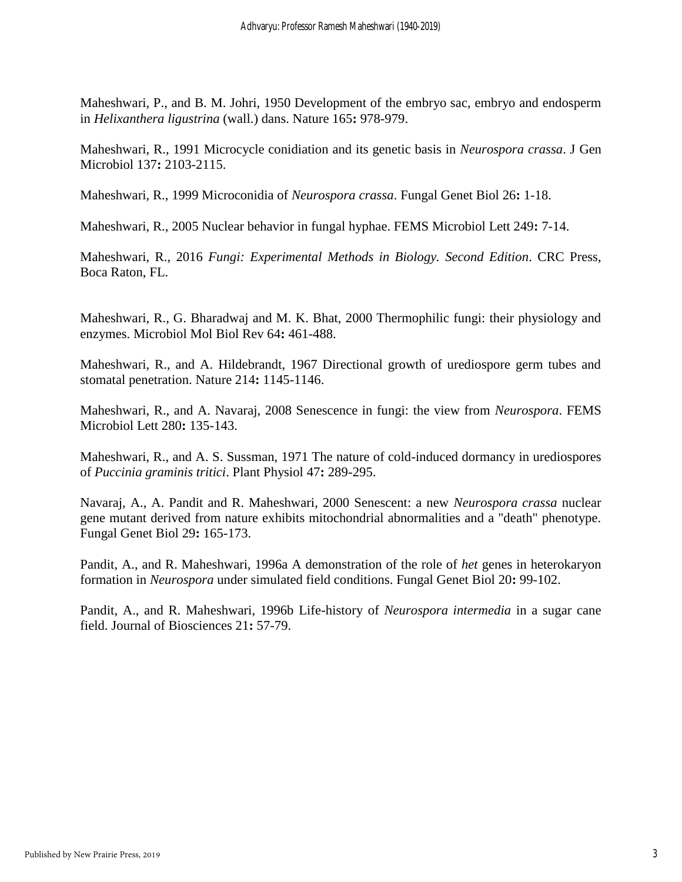Maheshwari, P., and B. M. Johri, 1950 Development of the embryo sac, embryo and endosperm in *Helixanthera ligustrina* (wall.) dans. Nature 165**:** 978-979.

Maheshwari, R., 1991 Microcycle conidiation and its genetic basis in *Neurospora crassa*. J Gen Microbiol 137**:** 2103-2115.

Maheshwari, R., 1999 Microconidia of *Neurospora crassa*. Fungal Genet Biol 26**:** 1-18.

Maheshwari, R., 2005 Nuclear behavior in fungal hyphae. FEMS Microbiol Lett 249**:** 7-14.

Maheshwari, R., 2016 *Fungi: Experimental Methods in Biology. Second Edition*. CRC Press, Boca Raton, FL.

Maheshwari, R., G. Bharadwaj and M. K. Bhat, 2000 Thermophilic fungi: their physiology and enzymes. Microbiol Mol Biol Rev 64**:** 461-488.

Maheshwari, R., and A. Hildebrandt, 1967 Directional growth of urediospore germ tubes and stomatal penetration. Nature 214**:** 1145-1146.

Maheshwari, R., and A. Navaraj, 2008 Senescence in fungi: the view from *Neurospora*. FEMS Microbiol Lett 280**:** 135-143.

Maheshwari, R., and A. S. Sussman, 1971 The nature of cold-induced dormancy in urediospores of *Puccinia graminis tritici*. Plant Physiol 47**:** 289-295.

Navaraj, A., A. Pandit and R. Maheshwari, 2000 Senescent: a new *Neurospora crassa* nuclear gene mutant derived from nature exhibits mitochondrial abnormalities and a "death" phenotype. Fungal Genet Biol 29**:** 165-173.

Pandit, A., and R. Maheshwari, 1996a A demonstration of the role of *het* genes in heterokaryon formation in *Neurospora* under simulated field conditions. Fungal Genet Biol 20**:** 99-102.

Pandit, A., and R. Maheshwari, 1996b Life-history of *Neurospora intermedia* in a sugar cane field. Journal of Biosciences 21**:** 57-79.